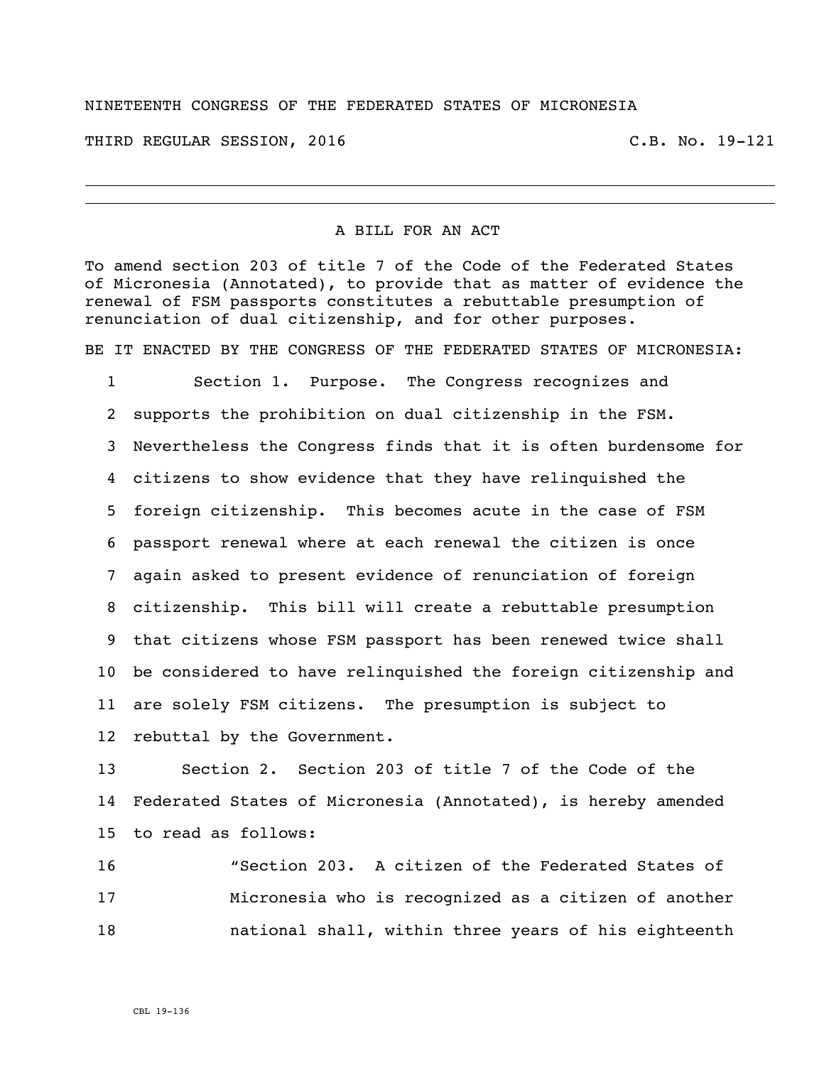NINETEENTH CONGRESS OF THE FEDERATED STATES OF MICRONESIA

THIRD REGULAR SESSION, 2016 C.B. No. 19-121

---

A BILL FOR AN ACT

To amend section 203 of title 7 of the Code of the Federated States of Micronesia (Annotated), to provide that as matter of evidence the renewal of FSM passports constitutes a rebuttable presumption of renunciation of dual citizenship, and for other purposes.

BE IT ENACTED BY THE CONGRESS OF THE FEDERATED STATES OF MICRONESIA:

1 Section 1. Purpose. The Congress recognizes and
2 supports the prohibition on dual citizenship in the FSM.
3 Nevertheless the Congress finds that it is often burdensome for
4 citizens to show evidence that they have relinquished the
5 foreign citizenship. This becomes acute in the case of FSM
6 passport renewal where at each renewal the citizen is once
7 again asked to present evidence of renunciation of foreign
8 citizenship. This bill will create a rebuttable presumption
9 that citizens whose FSM passport has been renewed twice shall
10 be considered to have relinquished the foreign citizenship and
11 are solely FSM citizens. The presumption is subject to
12 rebuttal by the Government.

13 Section 2. Section 203 of title 7 of the Code of the
14 Federated States of Micronesia (Annotated), is hereby amended
15 to read as follows:

16 "Section 203. A citizen of the Federated States of
17 Micronesia who is recognized as a citizen of another
18 national shall, within three years of his eighteenth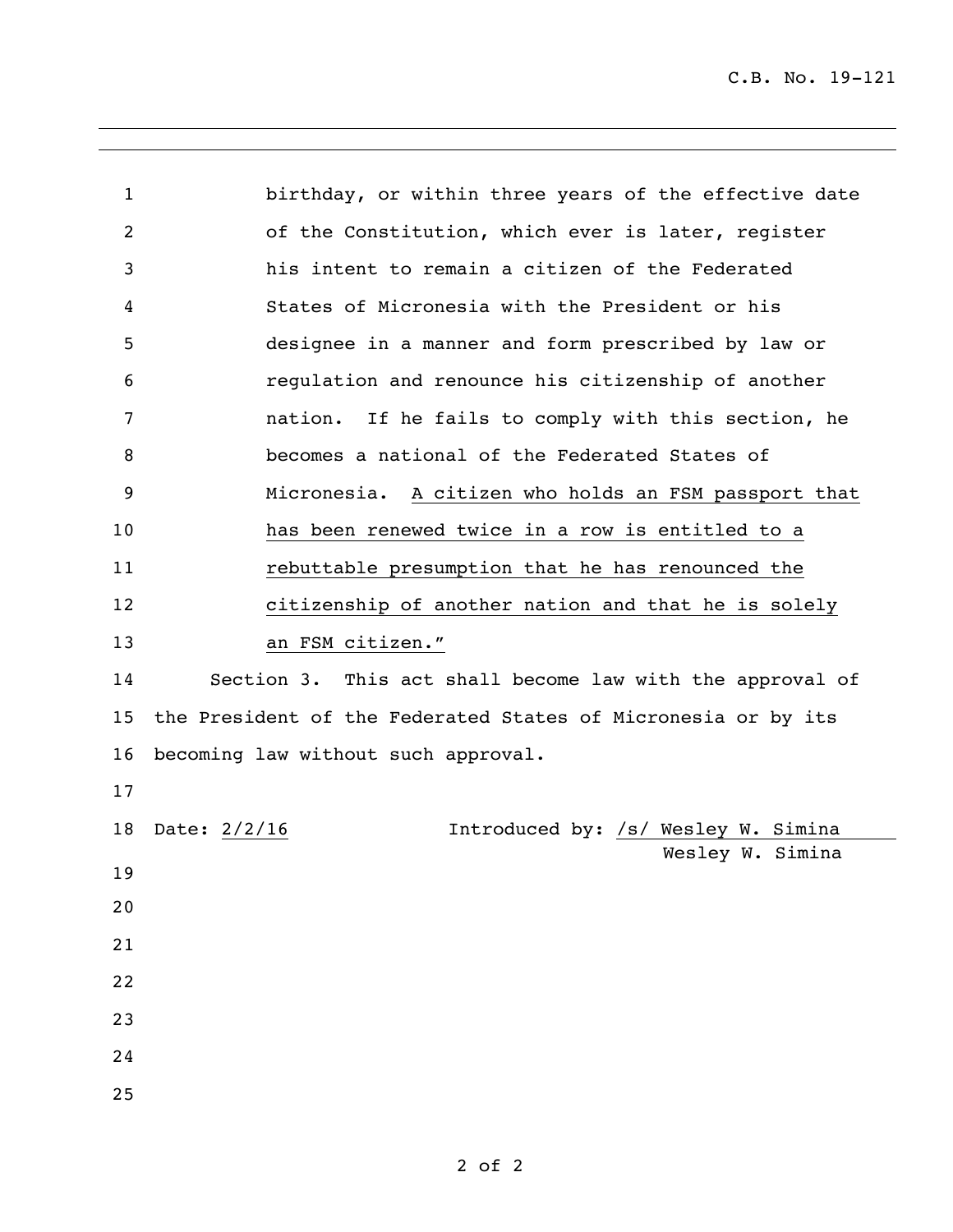birthday, or within three years of the effective date of the Constitution, which ever is later, register his intent to remain a citizen of the Federated States of Micronesia with the President or his designee in a manner and form prescribed by law or regulation and renounce his citizenship of another nation. If he fails to comply with this section, he becomes a national of the Federated States of Micronesia. <u>A citizen who holds an FSM passport that has been renewed twice in a row is entitled to a rebuttable presumption that he has renounced the citizenship of another nation and that he is solely an FSM citizen.</u>"

Section 3. This act shall become law with the approval of the President of the Federated States of Micronesia or by its becoming law without such approval.

Date: <u>2/2/16</u>  Introduced by: <u>/s/ Wesley W. Simina</u>
Wesley W. Simina